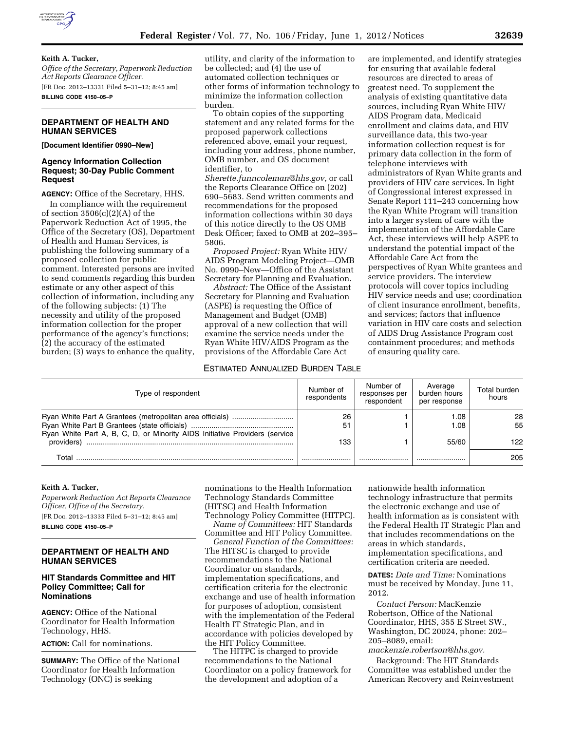**Keith A. Tucker,**

*Office of the Secretary, Paperwork Reduction Act Reports Clearance Officer.*

[FR Doc. 2012–13331 Filed 5–31–12; 8:45 am]

**BILLING CODE 4150–05–P**

## DEPARTMENT OF HEALTH AND HUMAN SERVICES

**[Document Identifier 0990–New]**

### Agency Information Collection Request; 30-Day Public Comment Request

**AGENCY:** Office of the Secretary, HHS.

In compliance with the requirement of section 3506(c)(2)(A) of the Paperwork Reduction Act of 1995, the Office of the Secretary (OS), Department of Health and Human Services, is publishing the following summary of a proposed collection for public comment. Interested persons are invited to send comments regarding this burden estimate or any other aspect of this collection of information, including any of the following subjects: (1) The necessity and utility of the proposed information collection for the proper performance of the agency's functions; (2) the accuracy of the estimated burden; (3) ways to enhance the quality, utility, and clarity of the information to be collected; and (4) the use of automated collection techniques or other forms of information technology to minimize the information collection burden.

To obtain copies of the supporting statement and any related forms for the proposed paperwork collections referenced above, email your request, including your address, phone number, OMB number, and OS document identifier, to *Sherette.funncoleman@hhs.gov*, or call the Reports Clearance Office on (202) 690–5683. Send written comments and recommendations for the proposed information collections within 30 days of this notice directly to the OS OMB Desk Officer; faxed to OMB at 202–395–5806.

*Proposed Project:* Ryan White HIV/AIDS Program Modeling Project—OMB No. 0990–New—Office of the Assistant Secretary for Planning and Evaluation.

*Abstract:* The Office of the Assistant Secretary for Planning and Evaluation (ASPE) is requesting the Office of Management and Budget (OMB) approval of a new collection that will examine the service needs under the Ryan White HIV/AIDS Program as the provisions of the Affordable Care Act are implemented, and identify strategies for ensuring that available federal resources are directed to areas of greatest need. To supplement the analysis of existing quantitative data sources, including Ryan White HIV/AIDS Program data, Medicaid enrollment and claims data, and HIV surveillance data, this two-year information collection request is for primary data collection in the form of telephone interviews with administrators of Ryan White grants and providers of HIV care services. In light of Congressional interest expressed in Senate Report 111–243 concerning how the Ryan White Program will transition into a larger system of care with the implementation of the Affordable Care Act, these interviews will help ASPE to understand the potential impact of the Affordable Care Act from the perspectives of Ryan White grantees and service providers. The interview protocols will cover topics including HIV service needs and use; coordination of client insurance enrollment, benefits, and services; factors that influence variation in HIV care costs and selection of AIDS Drug Assistance Program cost containment procedures; and methods of ensuring quality care.

ESTIMATED ANNUALIZED BURDEN TABLE

| Type of respondent | Number of respondents | Number of responses per respondent | Average burden hours per response | Total burden hours |
|---|---|---|---|---|
| Ryan White Part A Grantees (metropolitan area officials) | 26 | 1 | 1.08 | 28 |
| Ryan White Part B Grantees (state officials) | 51 | 1 | 1.08 | 55 |
| Ryan White Part A, B, C, D, or Minority AIDS Initiative Providers (service providers) | 133 | 1 | 55/60 | 122 |
| Total | | | | 205 |

**Keith A. Tucker,**

*Paperwork Reduction Act Reports Clearance Officer, Office of the Secretary.*

[FR Doc. 2012–13333 Filed 5–31–12; 8:45 am]

**BILLING CODE 4150–05–P**

## DEPARTMENT OF HEALTH AND HUMAN SERVICES

### HIT Standards Committee and HIT Policy Committee; Call for Nominations

**AGENCY:** Office of the National Coordinator for Health Information Technology, HHS.

**ACTION:** Call for nominations.

**SUMMARY:** The Office of the National Coordinator for Health Information Technology (ONC) is seeking nominations to the Health Information Technology Standards Committee (HITSC) and Health Information Technology Policy Committee (HITPC).

*Name of Committees:* HIT Standards Committee and HIT Policy Committee.

*General Function of the Committees:* The HITSC is charged to provide recommendations to the National Coordinator on standards, implementation specifications, and certification criteria for the electronic exchange and use of health information for purposes of adoption, consistent with the implementation of the Federal Health IT Strategic Plan, and in accordance with policies developed by the HIT Policy Committee.

The HITPC is charged to provide recommendations to the National Coordinator on a policy framework for the development and adoption of a nationwide health information technology infrastructure that permits the electronic exchange and use of health information as is consistent with the Federal Health IT Strategic Plan and that includes recommendations on the areas in which standards, implementation specifications, and certification criteria are needed.

**DATES:** *Date and Time:* Nominations must be received by Monday, June 11, 2012.

*Contact Person:* MacKenzie Robertson, Office of the National Coordinator, HHS, 355 E Street SW., Washington, DC 20024, phone: 202–205–8089, email: *mackenzie.robertson@hhs.gov.*

Background: The HIT Standards Committee was established under the American Recovery and Reinvestment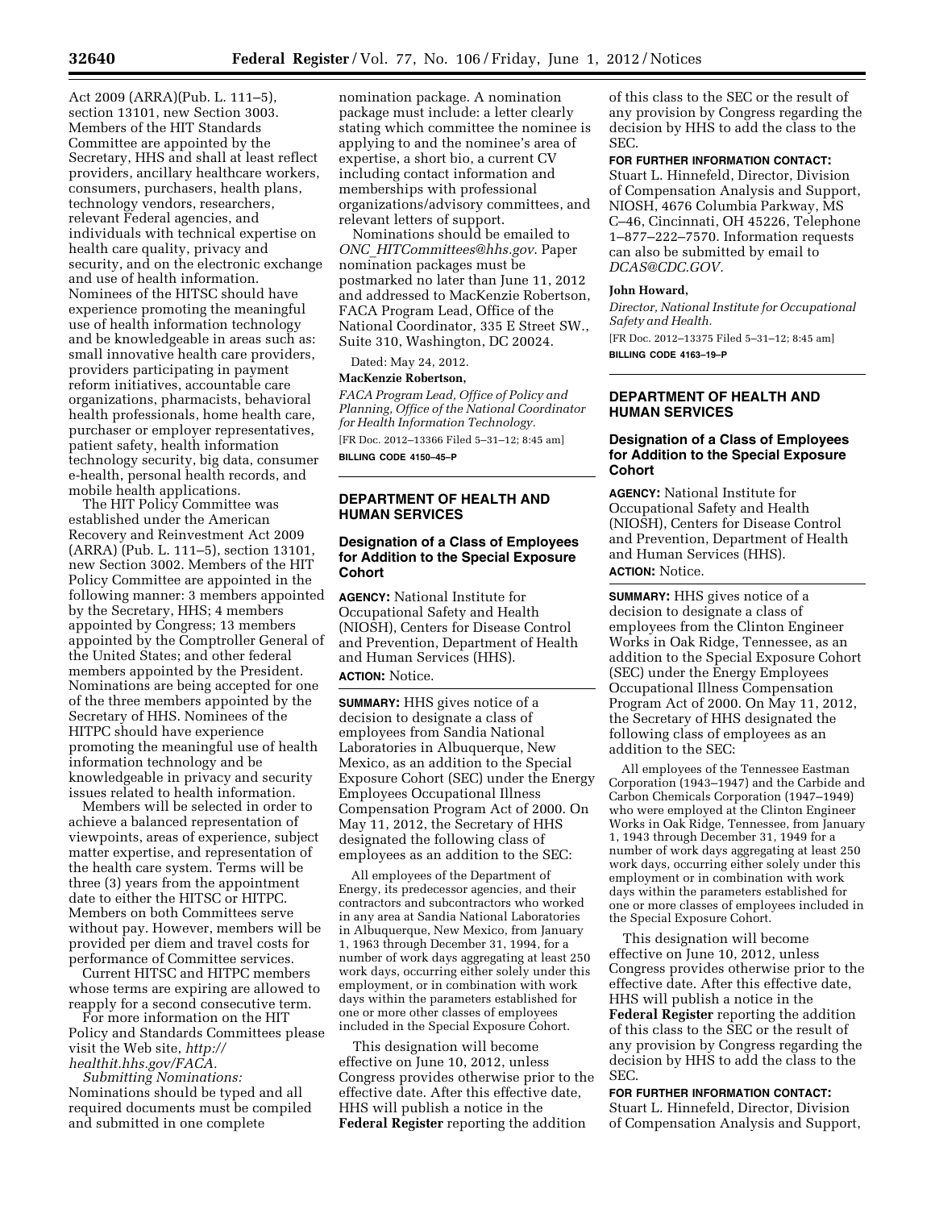Act 2009 (ARRA)(Pub. L. 111–5), section 13101, new Section 3003. Members of the HIT Standards Committee are appointed by the Secretary, HHS and shall at least reflect providers, ancillary healthcare workers, consumers, purchasers, health plans, technology vendors, researchers, relevant Federal agencies, and individuals with technical expertise on health care quality, privacy and security, and on the electronic exchange and use of health information. Nominees of the HITSC should have experience promoting the meaningful use of health information technology and be knowledgeable in areas such as: small innovative health care providers, providers participating in payment reform initiatives, accountable care organizations, pharmacists, behavioral health professionals, home health care, purchaser or employer representatives, patient safety, health information technology security, big data, consumer e-health, personal health records, and mobile health applications.

The HIT Policy Committee was established under the American Recovery and Reinvestment Act 2009 (ARRA) (Pub. L. 111–5), section 13101, new Section 3002. Members of the HIT Policy Committee are appointed in the following manner: 3 members appointed by the Secretary, HHS; 4 members appointed by Congress; 13 members appointed by the Comptroller General of the United States; and other federal members appointed by the President. Nominations are being accepted for one of the three members appointed by the Secretary of HHS. Nominees of the HITPC should have experience promoting the meaningful use of health information technology and be knowledgeable in privacy and security issues related to health information.

Members will be selected in order to achieve a balanced representation of viewpoints, areas of experience, subject matter expertise, and representation of the health care system. Terms will be three (3) years from the appointment date to either the HITSC or HITPC. Members on both Committees serve without pay. However, members will be provided per diem and travel costs for performance of Committee services.

Current HITSC and HITPC members whose terms are expiring are allowed to reapply for a second consecutive term.

For more information on the HIT Policy and Standards Committees please visit the Web site, *http://healthit.hhs.gov/FACA.*

*Submitting Nominations:* Nominations should be typed and all required documents must be compiled and submitted in one complete nomination package. A nomination package must include: a letter clearly stating which committee the nominee is applying to and the nominee's area of expertise, a short bio, a current CV including contact information and memberships with professional organizations/advisory committees, and relevant letters of support.

Nominations should be emailed to *ONC_HITCommittees@hhs.gov*. Paper nomination packages must be postmarked no later than June 11, 2012 and addressed to MacKenzie Robertson, FACA Program Lead, Office of the National Coordinator, 335 E Street SW., Suite 310, Washington, DC 20024.

Dated: May 24, 2012.

**MacKenzie Robertson,**

*FACA Program Lead, Office of Policy and Planning, Office of the National Coordinator for Health Information Technology.*

[FR Doc. 2012–13366 Filed 5–31–12; 8:45 am]

**BILLING CODE 4150–45–P**

## DEPARTMENT OF HEALTH AND HUMAN SERVICES

### Designation of a Class of Employees for Addition to the Special Exposure Cohort

**AGENCY:** National Institute for Occupational Safety and Health (NIOSH), Centers for Disease Control and Prevention, Department of Health and Human Services (HHS).

**ACTION:** Notice.

**SUMMARY:** HHS gives notice of a decision to designate a class of employees from Sandia National Laboratories in Albuquerque, New Mexico, as an addition to the Special Exposure Cohort (SEC) under the Energy Employees Occupational Illness Compensation Program Act of 2000. On May 11, 2012, the Secretary of HHS designated the following class of employees as an addition to the SEC:

All employees of the Department of Energy, its predecessor agencies, and their contractors and subcontractors who worked in any area at Sandia National Laboratories in Albuquerque, New Mexico, from January 1, 1963 through December 31, 1994, for a number of work days aggregating at least 250 work days, occurring either solely under this employment, or in combination with work days within the parameters established for one or more other classes of employees included in the Special Exposure Cohort.

This designation will become effective on June 10, 2012, unless Congress provides otherwise prior to the effective date. After this effective date, HHS will publish a notice in the **Federal Register** reporting the addition of this class to the SEC or the result of any provision by Congress regarding the decision by HHS to add the class to the SEC.

**FOR FURTHER INFORMATION CONTACT:** Stuart L. Hinnefeld, Director, Division of Compensation Analysis and Support, NIOSH, 4676 Columbia Parkway, MS C–46, Cincinnati, OH 45226, Telephone 1–877–222–7570. Information requests can also be submitted by email to *DCAS@CDC.GOV.*

**John Howard,**

*Director, National Institute for Occupational Safety and Health.*

[FR Doc. 2012–13375 Filed 5–31–12; 8:45 am]

**BILLING CODE 4163–19–P**

## DEPARTMENT OF HEALTH AND HUMAN SERVICES

### Designation of a Class of Employees for Addition to the Special Exposure Cohort

**AGENCY:** National Institute for Occupational Safety and Health (NIOSH), Centers for Disease Control and Prevention, Department of Health and Human Services (HHS).

**ACTION:** Notice.

**SUMMARY:** HHS gives notice of a decision to designate a class of employees from the Clinton Engineer Works in Oak Ridge, Tennessee, as an addition to the Special Exposure Cohort (SEC) under the Energy Employees Occupational Illness Compensation Program Act of 2000. On May 11, 2012, the Secretary of HHS designated the following class of employees as an addition to the SEC:

All employees of the Tennessee Eastman Corporation (1943–1947) and the Carbide and Carbon Chemicals Corporation (1947–1949) who were employed at the Clinton Engineer Works in Oak Ridge, Tennessee, from January 1, 1943 through December 31, 1949 for a number of work days aggregating at least 250 work days, occurring either solely under this employment or in combination with work days within the parameters established for one or more classes of employees included in the Special Exposure Cohort.

This designation will become effective on June 10, 2012, unless Congress provides otherwise prior to the effective date. After this effective date, HHS will publish a notice in the **Federal Register** reporting the addition of this class to the SEC or the result of any provision by Congress regarding the decision by HHS to add the class to the SEC.

**FOR FURTHER INFORMATION CONTACT:** Stuart L. Hinnefeld, Director, Division of Compensation Analysis and Support,